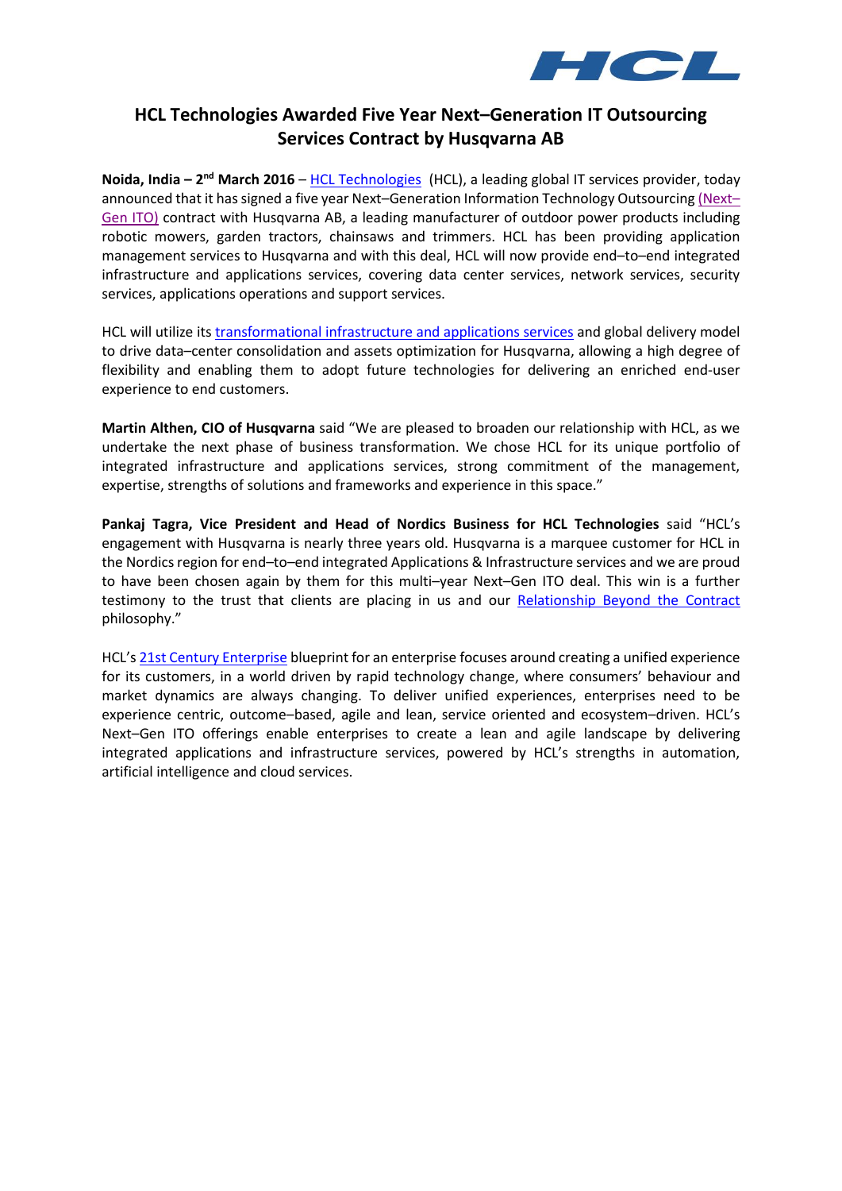# HCL Technologies Awarded Five Year Next–Generation IT Outsourcing Services Contract by Husqvarna AB

**Noida, India – 2nd March 2016** – HCL Technologies (HCL), a leading global IT services provider, today announced that it has signed a five year Next–Generation Information Technology Outsourcing (Next–Gen ITO) contract with Husqvarna AB, a leading manufacturer of outdoor power products including robotic mowers, garden tractors, chainsaws and trimmers. HCL has been providing application management services to Husqvarna and with this deal, HCL will now provide end–to–end integrated infrastructure and applications services, covering data center services, network services, security services, applications operations and support services.

HCL will utilize its transformational infrastructure and applications services and global delivery model to drive data–center consolidation and assets optimization for Husqvarna, allowing a high degree of flexibility and enabling them to adopt future technologies for delivering an enriched end-user experience to end customers.

**Martin Althen, CIO of Husqvarna** said "We are pleased to broaden our relationship with HCL, as we undertake the next phase of business transformation. We chose HCL for its unique portfolio of integrated infrastructure and applications services, strong commitment of the management, expertise, strengths of solutions and frameworks and experience in this space."

**Pankaj Tagra, Vice President and Head of Nordics Business for HCL Technologies** said "HCL's engagement with Husqvarna is nearly three years old. Husqvarna is a marquee customer for HCL in the Nordics region for end–to–end integrated Applications & Infrastructure services and we are proud to have been chosen again by them for this multi–year Next–Gen ITO deal. This win is a further testimony to the trust that clients are placing in us and our Relationship Beyond the Contract philosophy."

HCL's 21st Century Enterprise blueprint for an enterprise focuses around creating a unified experience for its customers, in a world driven by rapid technology change, where consumers' behaviour and market dynamics are always changing. To deliver unified experiences, enterprises need to be experience centric, outcome–based, agile and lean, service oriented and ecosystem–driven. HCL's Next–Gen ITO offerings enable enterprises to create a lean and agile landscape by delivering integrated applications and infrastructure services, powered by HCL's strengths in automation, artificial intelligence and cloud services.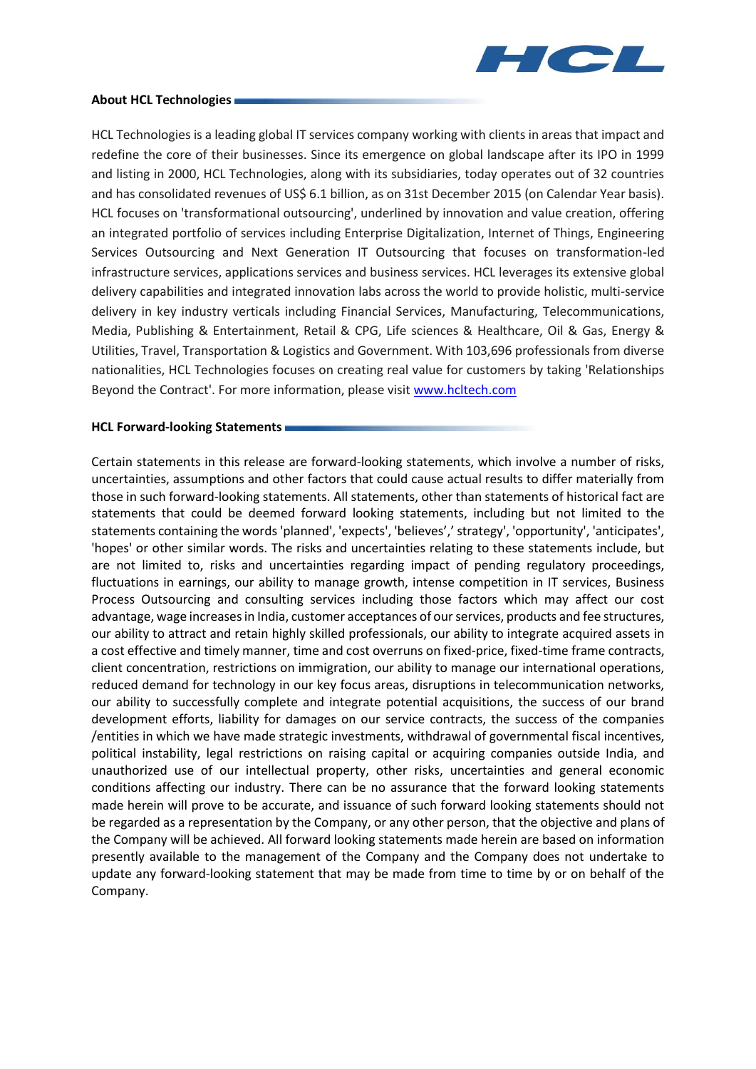## About HCL Technologies

HCL Technologies is a leading global IT services company working with clients in areas that impact and redefine the core of their businesses. Since its emergence on global landscape after its IPO in 1999 and listing in 2000, HCL Technologies, along with its subsidiaries, today operates out of 32 countries and has consolidated revenues of US$ 6.1 billion, as on 31st December 2015 (on Calendar Year basis). HCL focuses on 'transformational outsourcing', underlined by innovation and value creation, offering an integrated portfolio of services including Enterprise Digitalization, Internet of Things, Engineering Services Outsourcing and Next Generation IT Outsourcing that focuses on transformation-led infrastructure services, applications services and business services. HCL leverages its extensive global delivery capabilities and integrated innovation labs across the world to provide holistic, multi-service delivery in key industry verticals including Financial Services, Manufacturing, Telecommunications, Media, Publishing & Entertainment, Retail & CPG, Life sciences & Healthcare, Oil & Gas, Energy & Utilities, Travel, Transportation & Logistics and Government. With 103,696 professionals from diverse nationalities, HCL Technologies focuses on creating real value for customers by taking 'Relationships Beyond the Contract'. For more information, please visit [www.hcltech.com](www.hcltech.com)

## HCL Forward-looking Statements

Certain statements in this release are forward-looking statements, which involve a number of risks, uncertainties, assumptions and other factors that could cause actual results to differ materially from those in such forward-looking statements. All statements, other than statements of historical fact are statements that could be deemed forward looking statements, including but not limited to the statements containing the words 'planned', 'expects', 'believes',' strategy', 'opportunity', 'anticipates', 'hopes' or other similar words. The risks and uncertainties relating to these statements include, but are not limited to, risks and uncertainties regarding impact of pending regulatory proceedings, fluctuations in earnings, our ability to manage growth, intense competition in IT services, Business Process Outsourcing and consulting services including those factors which may affect our cost advantage, wage increases in India, customer acceptances of our services, products and fee structures, our ability to attract and retain highly skilled professionals, our ability to integrate acquired assets in a cost effective and timely manner, time and cost overruns on fixed-price, fixed-time frame contracts, client concentration, restrictions on immigration, our ability to manage our international operations, reduced demand for technology in our key focus areas, disruptions in telecommunication networks, our ability to successfully complete and integrate potential acquisitions, the success of our brand development efforts, liability for damages on our service contracts, the success of the companies /entities in which we have made strategic investments, withdrawal of governmental fiscal incentives, political instability, legal restrictions on raising capital or acquiring companies outside India, and unauthorized use of our intellectual property, other risks, uncertainties and general economic conditions affecting our industry. There can be no assurance that the forward looking statements made herein will prove to be accurate, and issuance of such forward looking statements should not be regarded as a representation by the Company, or any other person, that the objective and plans of the Company will be achieved. All forward looking statements made herein are based on information presently available to the management of the Company and the Company does not undertake to update any forward-looking statement that may be made from time to time by or on behalf of the Company.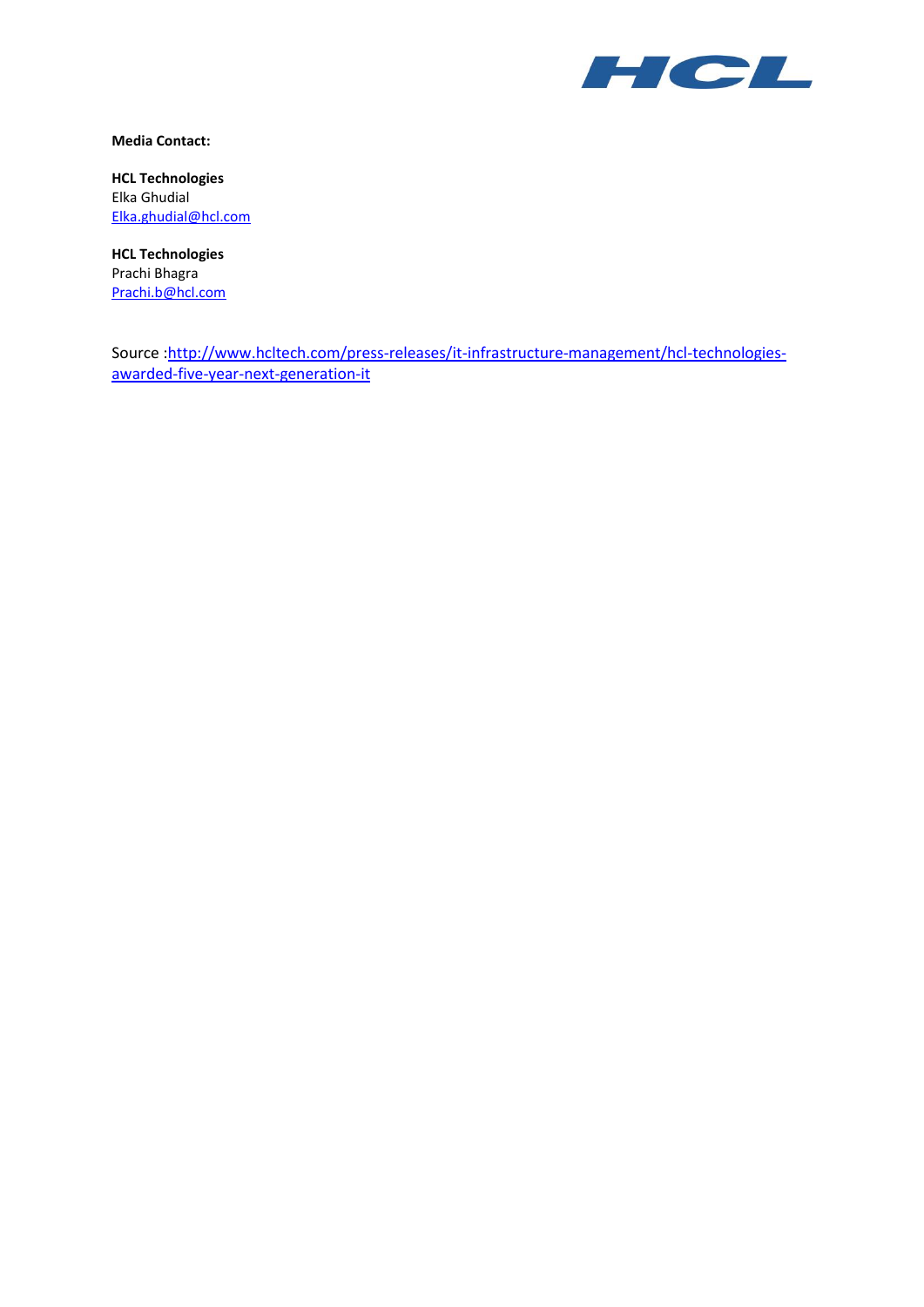**Media Contact:**

**HCL Technologies**
Elka Ghudial
Elka.ghudial@hcl.com

**HCL Technologies**
Prachi Bhagra
Prachi.b@hcl.com

Source :http://www.hcltech.com/press-releases/it-infrastructure-management/hcl-technologies-awarded-five-year-next-generation-it